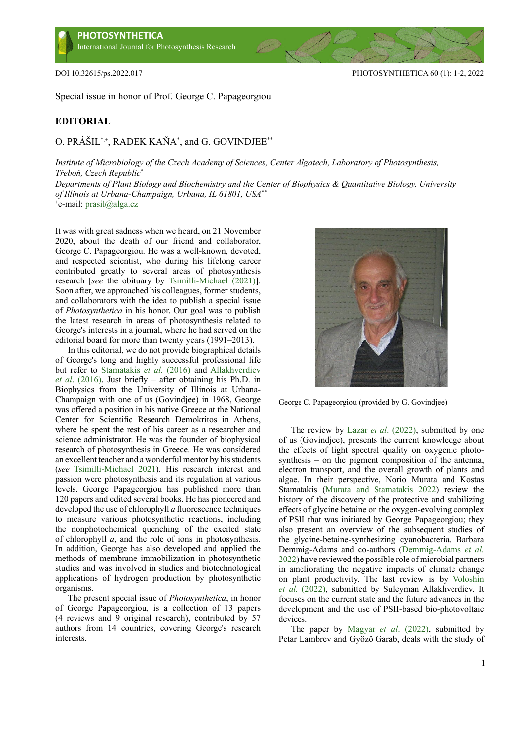Special issue in honor of Prof. George C. Papageorgiou

## EDITORIAL

O. PRÁŠIL[*,+], RADEK KAŇA[*], and G. GOVINDJEE[**]

*Institute of Microbiology of the Czech Academy of Sciences, Center Algatech, Laboratory of Photosynthesis, Třeboň, Czech Republic*[*]
*Departments of Plant Biology and Biochemistry and the Center of Biophysics & Quantitative Biology, University of Illinois at Urbana-Champaign, Urbana, IL 61801, USA*[**]
[+]e-mail: prasil@alga.cz

It was with great sadness when we heard, on 21 November 2020, about the death of our friend and collaborator, George C. Papageorgiou. He was a well-known, devoted, and respected scientist, who during his lifelong career contributed greatly to several areas of photosynthesis research [*see* the obituary by Tsimilli-Michael (2021)]. Soon after, we approached his colleagues, former students, and collaborators with the idea to publish a special issue of *Photosynthetica* in his honor. Our goal was to publish the latest research in areas of photosynthesis related to George's interests in a journal, where he had served on the editorial board for more than twenty years (1991–2013).

In this editorial, we do not provide biographical details of George's long and highly successful professional life but refer to Stamatakis *et al.* (2016) and Allakhverdiev *et al*. (2016). Just briefly – after obtaining his Ph.D. in Biophysics from the University of Illinois at Urbana-Champaign with one of us (Govindjee) in 1968, George was offered a position in his native Greece at the National Center for Scientific Research Demokritos in Athens, where he spent the rest of his career as a researcher and science administrator. He was the founder of biophysical research of photosynthesis in Greece. He was considered an excellent teacher and a wonderful mentor by his students (*see* Tsimilli-Michael 2021). His research interest and passion were photosynthesis and its regulation at various levels. George Papageorgiou has published more than 120 papers and edited several books. He has pioneered and developed the use of chlorophyll *a* fluorescence techniques to measure various photosynthetic reactions, including the nonphotochemical quenching of the excited state of chlorophyll *a*, and the role of ions in photosynthesis. In addition, George has also developed and applied the methods of membrane immobilization in photosynthetic studies and was involved in studies and biotechnological applications of hydrogen production by photosynthetic organisms.

The present special issue of *Photosynthetica*, in honor of George Papageorgiou, is a collection of 13 papers (4 reviews and 9 original research), contributed by 57 authors from 14 countries, covering George's research interests.

George C. Papageorgiou (provided by G. Govindjee)

The review by Lazar *et al*. (2022), submitted by one of us (Govindjee), presents the current knowledge about the effects of light spectral quality on oxygenic photosynthesis – on the pigment composition of the antenna, electron transport, and the overall growth of plants and algae. In their perspective, Norio Murata and Kostas Stamatakis (Murata and Stamatakis 2022) review the history of the discovery of the protective and stabilizing effects of glycine betaine on the oxygen-evolving complex of PSII that was initiated by George Papageorgiou; they also present an overview of the subsequent studies of the glycine-betaine-synthesizing cyanobacteria. Barbara Demmig-Adams and co-authors (Demmig-Adams *et al.* 2022) have reviewed the possible role of microbial partners in ameliorating the negative impacts of climate change on plant productivity. The last review is by Voloshin *et al.* (2022), submitted by Suleyman Allakhverdiev. It focuses on the current state and the future advances in the development and the use of PSII-based bio-photovoltaic devices.

The paper by Magyar *et al*. (2022), submitted by Petar Lambrev and Győző Garab, deals with the study of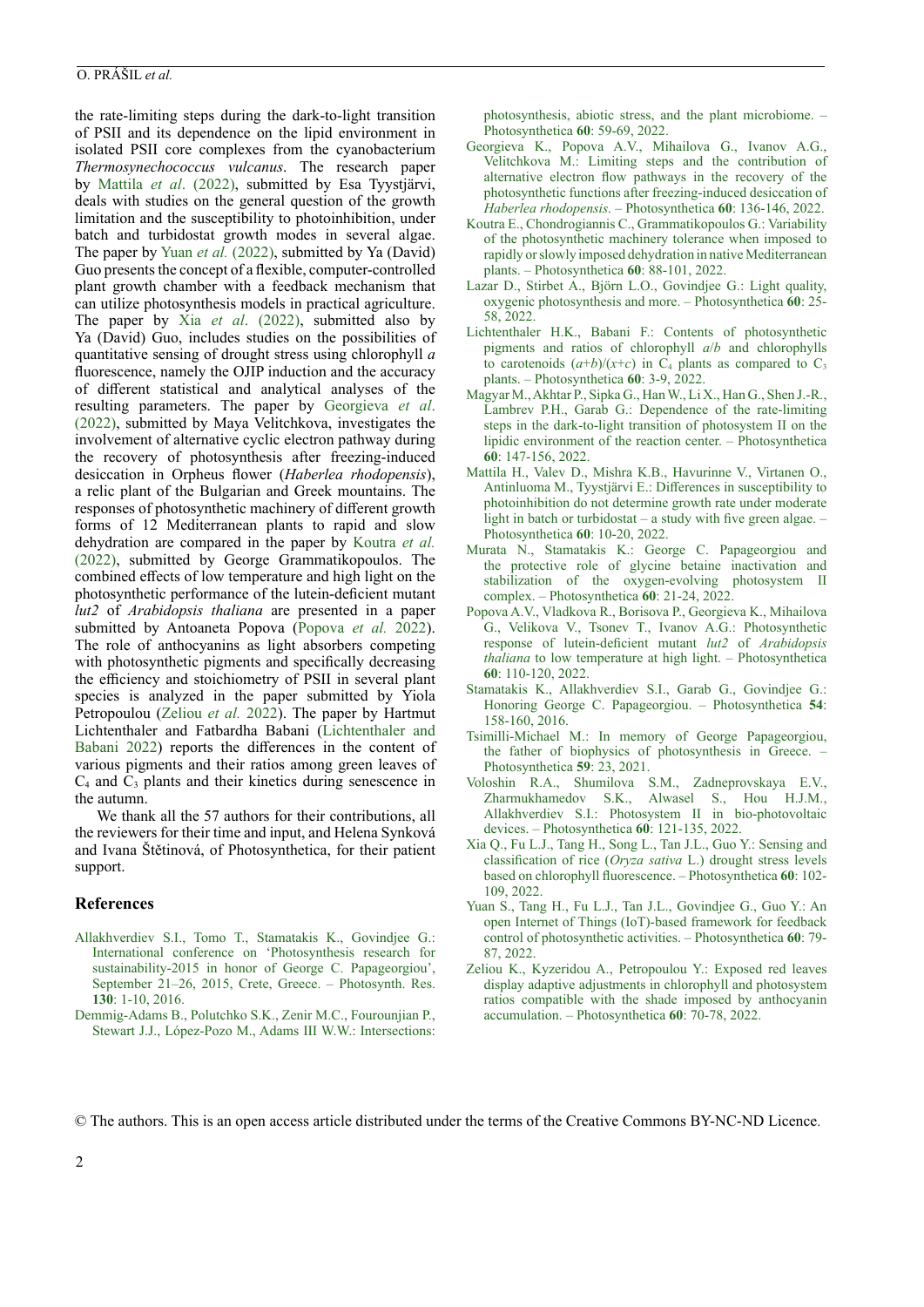the rate-limiting steps during the dark-to-light transition of PSII and its dependence on the lipid environment in isolated PSII core complexes from the cyanobacterium *Thermosynechococcus vulcanus*. The research paper by Mattila *et al*. (2022), submitted by Esa Tyystjärvi, deals with studies on the general question of the growth limitation and the susceptibility to photoinhibition, under batch and turbidostat growth modes in several algae. The paper by Yuan *et al.* (2022), submitted by Ya (David) Guo presents the concept of a flexible, computer-controlled plant growth chamber with a feedback mechanism that can utilize photosynthesis models in practical agriculture. The paper by Xia *et al*. (2022), submitted also by Ya (David) Guo, includes studies on the possibilities of quantitative sensing of drought stress using chlorophyll *a* fluorescence, namely the OJIP induction and the accuracy of different statistical and analytical analyses of the resulting parameters. The paper by Georgieva *et al*. (2022), submitted by Maya Velitchkova, investigates the involvement of alternative cyclic electron pathway during the recovery of photosynthesis after freezing-induced desiccation in Orpheus flower (*Haberlea rhodopensis*), a relic plant of the Bulgarian and Greek mountains. The responses of photosynthetic machinery of different growth forms of 12 Mediterranean plants to rapid and slow dehydration are compared in the paper by Koutra *et al.* (2022), submitted by George Grammatikopoulos. The combined effects of low temperature and high light on the photosynthetic performance of the lutein-deficient mutant *lut2* of *Arabidopsis thaliana* are presented in a paper submitted by Antoaneta Popova (Popova *et al.* 2022). The role of anthocyanins as light absorbers competing with photosynthetic pigments and specifically decreasing the efficiency and stoichiometry of PSII in several plant species is analyzed in the paper submitted by Yiola Petropoulou (Zeliou *et al.* 2022). The paper by Hartmut Lichtenthaler and Fatbardha Babani (Lichtenthaler and Babani 2022) reports the differences in the content of various pigments and their ratios among green leaves of $C_4$ and $C_3$ plants and their kinetics during senescence in the autumn.

We thank all the 57 authors for their contributions, all the reviewers for their time and input, and Helena Synková and Ivana Štětinová, of Photosynthetica, for their patient support.

## References

Allakhverdiev S.I., Tomo T., Stamatakis K., Govindjee G.: International conference on 'Photosynthesis research for sustainability-2015 in honor of George C. Papageorgiou', September 21–26, 2015, Crete, Greece. – Photosynth. Res. **130**: 1-10, 2016.

Demmig-Adams B., Polutchko S.K., Zenir M.C., Fourounjian P., Stewart J.J., López-Pozo M., Adams III W.W.: Intersections: photosynthesis, abiotic stress, and the plant microbiome. – Photosynthetica **60**: 59-69, 2022.

Georgieva K., Popova A.V., Mihailova G., Ivanov A.G., Velitchkova M.: Limiting steps and the contribution of alternative electron flow pathways in the recovery of the photosynthetic functions after freezing-induced desiccation of *Haberlea rhodopensis*. – Photosynthetica **60**: 136-146, 2022.

Koutra E., Chondrogiannis C., Grammatikopoulos G.: Variability of the photosynthetic machinery tolerance when imposed to rapidly or slowly imposed dehydration in native Mediterranean plants. – Photosynthetica **60**: 88-101, 2022.

Lazar D., Stirbet A., Björn L.O., Govindjee G.: Light quality, oxygenic photosynthesis and more. – Photosynthetica **60**: 25-58, 2022.

Lichtenthaler H.K., Babani F.: Contents of photosynthetic pigments and ratios of chlorophyll *a*/*b* and chlorophylls to carotenoids $(a+b)/(x+c)$ in $C_4$ plants as compared to $C_3$ plants. – Photosynthetica **60**: 3-9, 2022.

Magyar M., Akhtar P., Sipka G., Han W., Li X., Han G., Shen J.-R., Lambrev P.H., Garab G.: Dependence of the rate-limiting steps in the dark-to-light transition of photosystem II on the lipidic environment of the reaction center. – Photosynthetica **60**: 147-156, 2022.

Mattila H., Valev D., Mishra K.B., Havurinne V., Virtanen O., Antinluoma M., Tyystjärvi E.: Differences in susceptibility to photoinhibition do not determine growth rate under moderate light in batch or turbidostat – a study with five green algae. – Photosynthetica **60**: 10-20, 2022.

Murata N., Stamatakis K.: George C. Papageorgiou and the protective role of glycine betaine inactivation and stabilization of the oxygen-evolving photosystem II complex. – Photosynthetica **60**: 21-24, 2022.

Popova A.V., Vladkova R., Borisova P., Georgieva K., Mihailova G., Velikova V., Tsonev T., Ivanov A.G.: Photosynthetic response of lutein-deficient mutant *lut2* of *Arabidopsis thaliana* to low temperature at high light. – Photosynthetica **60**: 110-120, 2022.

Stamatakis K., Allakhverdiev S.I., Garab G., Govindjee G.: Honoring George C. Papageorgiou. – Photosynthetica **54**: 158-160, 2016.

Tsimilli-Michael M.: In memory of George Papageorgiou, the father of biophysics of photosynthesis in Greece. – Photosynthetica **59**: 23, 2021.

Voloshin R.A., Shumilova S.M., Zadneprovskaya E.V., Zharmukhamedov S.K., Alwasel S., Hou H.J.M., Allakhverdiev S.I.: Photosystem II in bio-photovoltaic devices. – Photosynthetica **60**: 121-135, 2022.

Xia Q., Fu L.J., Tang H., Song L., Tan J.L., Guo Y.: Sensing and classification of rice (*Oryza sativa* L.) drought stress levels based on chlorophyll fluorescence. – Photosynthetica **60**: 102-109, 2022.

Yuan S., Tang H., Fu L.J., Tan J.L., Govindjee G., Guo Y.: An open Internet of Things (IoT)-based framework for feedback control of photosynthetic activities. – Photosynthetica **60**: 79-87, 2022.

Zeliou K., Kyzeridou A., Petropoulou Y.: Exposed red leaves display adaptive adjustments in chlorophyll and photosystem ratios compatible with the shade imposed by anthocyanin accumulation. – Photosynthetica **60**: 70-78, 2022.

© The authors. This is an open access article distributed under the terms of the Creative Commons BY-NC-ND Licence.